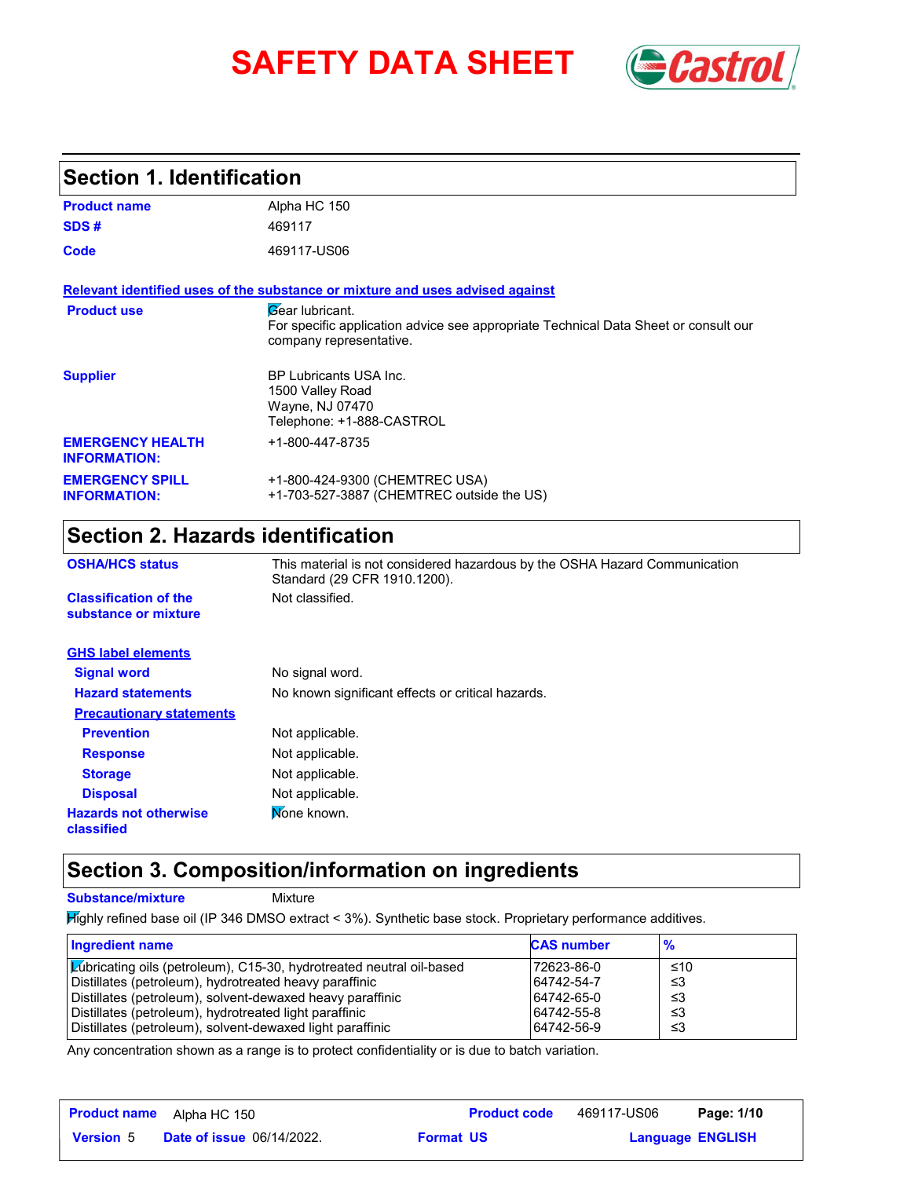# SAFETY DATA SHEET

## Section 1. Identification

| | |
|---|---|
| **Product name** | Alpha HC 150 |
| **SDS #** | 469117 |
| **Code** | 469117-US06 |

**Relevant identified uses of the substance or mixture and uses advised against**

| | |
|---|---|
| **Product use** | Gear lubricant. For specific application advice see appropriate Technical Data Sheet or consult our company representative. |
| **Supplier** | BP Lubricants USA Inc. 1500 Valley Road Wayne, NJ 07470 Telephone: +1-888-CASTROL |
| **EMERGENCY HEALTH INFORMATION:** | +1-800-447-8735 |
| **EMERGENCY SPILL INFORMATION:** | +1-800-424-9300 (CHEMTREC USA) +1-703-527-3887 (CHEMTREC outside the US) |

## Section 2. Hazards identification

| | |
|---|---|
| **OSHA/HCS status** | This material is not considered hazardous by the OSHA Hazard Communication Standard (29 CFR 1910.1200). |
| **Classification of the substance or mixture** | Not classified. |

**GHS label elements**

| | |
|---|---|
| **Signal word** | No signal word. |
| **Hazard statements** | No known significant effects or critical hazards. |

**Precautionary statements**

| | |
|---|---|
| **Prevention** | Not applicable. |
| **Response** | Not applicable. |
| **Storage** | Not applicable. |
| **Disposal** | Not applicable. |
| **Hazards not otherwise classified** | None known. |

## Section 3. Composition/information on ingredients

**Substance/mixture** Mixture

Highly refined base oil (IP 346 DMSO extract < 3%). Synthetic base stock. Proprietary performance additives.

| Ingredient name | CAS number | % |
|---|---|---|
| Lubricating oils (petroleum), C15-30, hydrotreated neutral oil-based | 72623-86-0 | ≤10 |
| Distillates (petroleum), hydrotreated heavy paraffinic | 64742-54-7 | ≤3 |
| Distillates (petroleum), solvent-dewaxed heavy paraffinic | 64742-65-0 | ≤3 |
| Distillates (petroleum), hydrotreated light paraffinic | 64742-55-8 | ≤3 |
| Distillates (petroleum), solvent-dewaxed light paraffinic | 64742-56-9 | ≤3 |

Any concentration shown as a range is to protect confidentiality or is due to batch variation.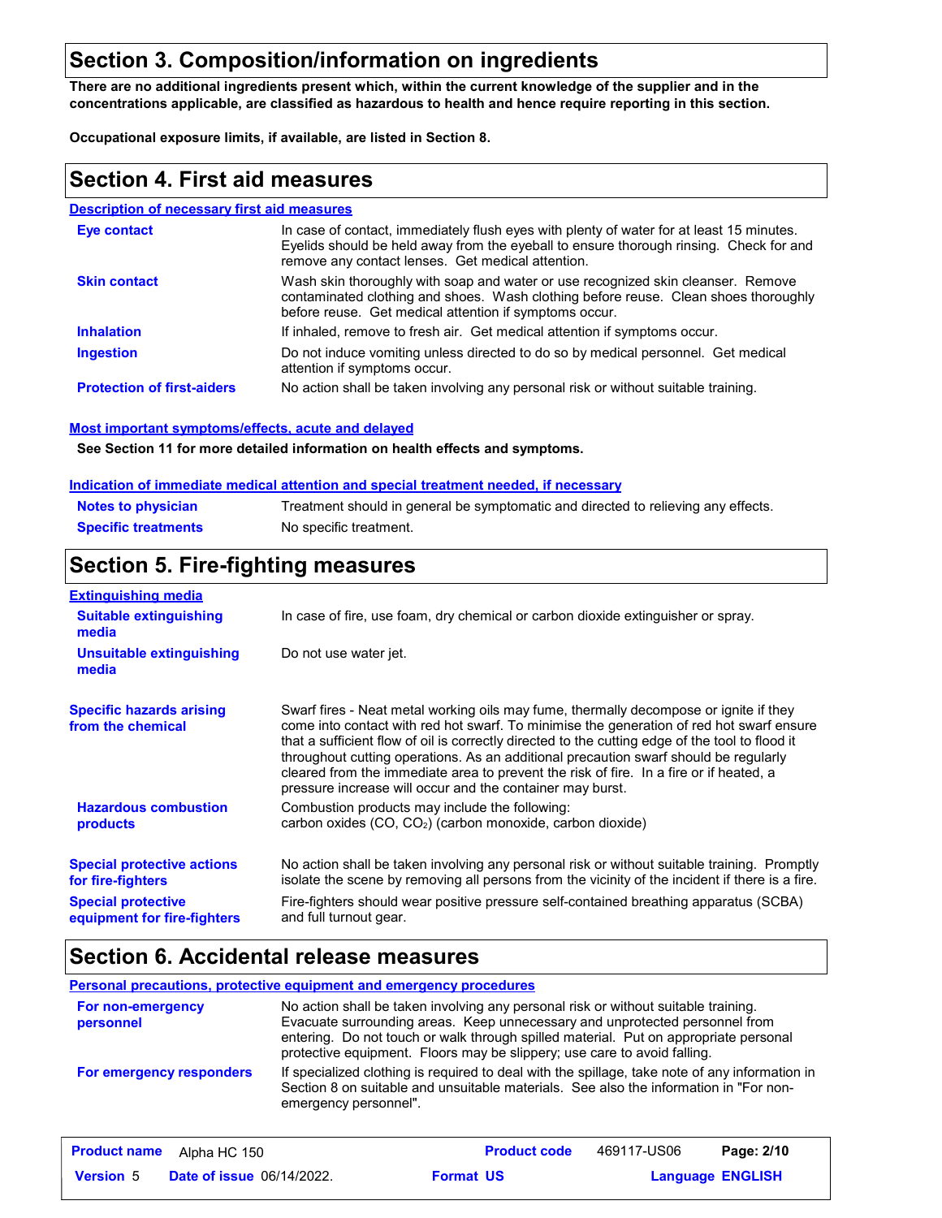## Section 3. Composition/information on ingredients

**There are no additional ingredients present which, within the current knowledge of the supplier and in the concentrations applicable, are classified as hazardous to health and hence require reporting in this section.**

**Occupational exposure limits, if available, are listed in Section 8.**

## Section 4. First aid measures

### Description of necessary first aid measures

| | |
|---|---|
| **Eye contact** | In case of contact, immediately flush eyes with plenty of water for at least 15 minutes. Eyelids should be held away from the eyeball to ensure thorough rinsing. Check for and remove any contact lenses. Get medical attention. |
| **Skin contact** | Wash skin thoroughly with soap and water or use recognized skin cleanser. Remove contaminated clothing and shoes. Wash clothing before reuse. Clean shoes thoroughly before reuse. Get medical attention if symptoms occur. |
| **Inhalation** | If inhaled, remove to fresh air. Get medical attention if symptoms occur. |
| **Ingestion** | Do not induce vomiting unless directed to do so by medical personnel. Get medical attention if symptoms occur. |
| **Protection of first-aiders** | No action shall be taken involving any personal risk or without suitable training. |

### Most important symptoms/effects, acute and delayed

**See Section 11 for more detailed information on health effects and symptoms.**

### Indication of immediate medical attention and special treatment needed, if necessary

| | |
|---|---|
| **Notes to physician** | Treatment should in general be symptomatic and directed to relieving any effects. |
| **Specific treatments** | No specific treatment. |

## Section 5. Fire-fighting measures

### Extinguishing media

| | |
|---|---|
| **Suitable extinguishing media** | In case of fire, use foam, dry chemical or carbon dioxide extinguisher or spray. |
| **Unsuitable extinguishing media** | Do not use water jet. |

| | |
|---|---|
| **Specific hazards arising from the chemical** | Swarf fires - Neat metal working oils may fume, thermally decompose or ignite if they come into contact with red hot swarf. To minimise the generation of red hot swarf ensure that a sufficient flow of oil is correctly directed to the cutting edge of the tool to flood it throughout cutting operations. As an additional precaution swarf should be regularly cleared from the immediate area to prevent the risk of fire. In a fire or if heated, a pressure increase will occur and the container may burst. |
| **Hazardous combustion products** | Combustion products may include the following: carbon oxides (CO, $CO_2$) (carbon monoxide, carbon dioxide) |
| **Special protective actions for fire-fighters** | No action shall be taken involving any personal risk or without suitable training. Promptly isolate the scene by removing all persons from the vicinity of the incident if there is a fire. |
| **Special protective equipment for fire-fighters** | Fire-fighters should wear positive pressure self-contained breathing apparatus (SCBA) and full turnout gear. |

## Section 6. Accidental release measures

### Personal precautions, protective equipment and emergency procedures

| | |
|---|---|
| **For non-emergency personnel** | No action shall be taken involving any personal risk or without suitable training. Evacuate surrounding areas. Keep unnecessary and unprotected personnel from entering. Do not touch or walk through spilled material. Put on appropriate personal protective equipment. Floors may be slippery; use care to avoid falling. |
| **For emergency responders** | If specialized clothing is required to deal with the spillage, take note of any information in Section 8 on suitable and unsuitable materials. See also the information in "For non-emergency personnel". |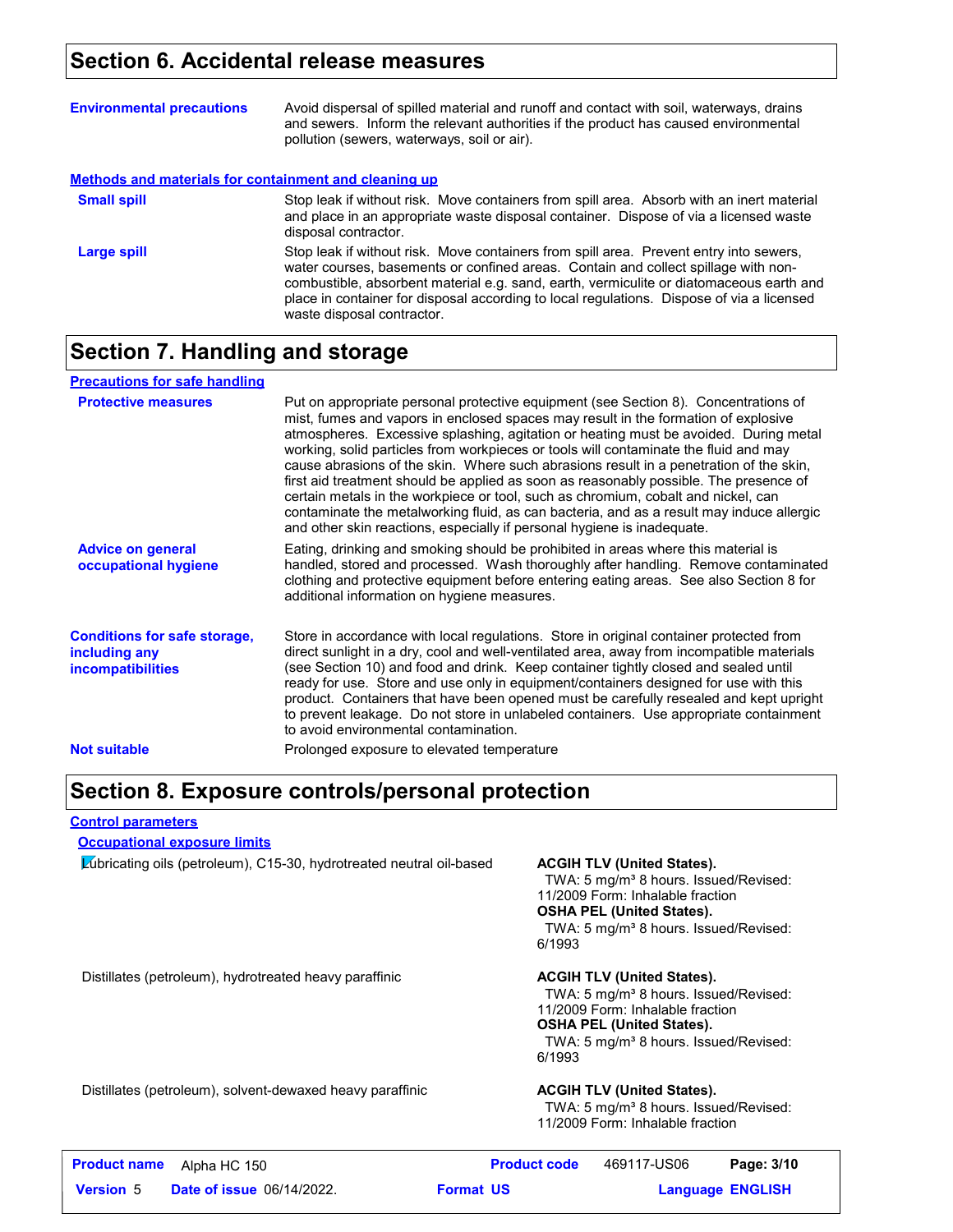## Section 6. Accidental release measures

**Environmental precautions**

Avoid dispersal of spilled material and runoff and contact with soil, waterways, drains and sewers. Inform the relevant authorities if the product has caused environmental pollution (sewers, waterways, soil or air).

### Methods and materials for containment and cleaning up

**Small spill**

Stop leak if without risk. Move containers from spill area. Absorb with an inert material and place in an appropriate waste disposal container. Dispose of via a licensed waste disposal contractor.

**Large spill**

Stop leak if without risk. Move containers from spill area. Prevent entry into sewers, water courses, basements or confined areas. Contain and collect spillage with non-combustible, absorbent material e.g. sand, earth, vermiculite or diatomaceous earth and place in container for disposal according to local regulations. Dispose of via a licensed waste disposal contractor.

## Section 7. Handling and storage

### Precautions for safe handling

**Protective measures**

Put on appropriate personal protective equipment (see Section 8). Concentrations of mist, fumes and vapors in enclosed spaces may result in the formation of explosive atmospheres. Excessive splashing, agitation or heating must be avoided. During metal working, solid particles from workpieces or tools will contaminate the fluid and may cause abrasions of the skin. Where such abrasions result in a penetration of the skin, first aid treatment should be applied as soon as reasonably possible. The presence of certain metals in the workpiece or tool, such as chromium, cobalt and nickel, can contaminate the metalworking fluid, as can bacteria, and as a result may induce allergic and other skin reactions, especially if personal hygiene is inadequate.

**Advice on general occupational hygiene**

Eating, drinking and smoking should be prohibited in areas where this material is handled, stored and processed. Wash thoroughly after handling. Remove contaminated clothing and protective equipment before entering eating areas. See also Section 8 for additional information on hygiene measures.

**Conditions for safe storage, including any incompatibilities**

Store in accordance with local regulations. Store in original container protected from direct sunlight in a dry, cool and well-ventilated area, away from incompatible materials (see Section 10) and food and drink. Keep container tightly closed and sealed until ready for use. Store and use only in equipment/containers designed for use with this product. Containers that have been opened must be carefully resealed and kept upright to prevent leakage. Do not store in unlabeled containers. Use appropriate containment to avoid environmental contamination.

**Not suitable**

Prolonged exposure to elevated temperature

## Section 8. Exposure controls/personal protection

### Control parameters

#### Occupational exposure limits

| Ingredient name | Exposure limits |
|---|---|
| Lubricating oils (petroleum), C15-30, hydrotreated neutral oil-based | **ACGIH TLV (United States).** TWA: 5 mg/m³ 8 hours. Issued/Revised: 11/2009 Form: Inhalable fraction **OSHA PEL (United States).** TWA: 5 mg/m³ 8 hours. Issued/Revised: 6/1993 |
| Distillates (petroleum), hydrotreated heavy paraffinic | **ACGIH TLV (United States).** TWA: 5 mg/m³ 8 hours. Issued/Revised: 11/2009 Form: Inhalable fraction **OSHA PEL (United States).** TWA: 5 mg/m³ 8 hours. Issued/Revised: 6/1993 |
| Distillates (petroleum), solvent-dewaxed heavy paraffinic | **ACGIH TLV (United States).** TWA: 5 mg/m³ 8 hours. Issued/Revised: 11/2009 Form: Inhalable fraction |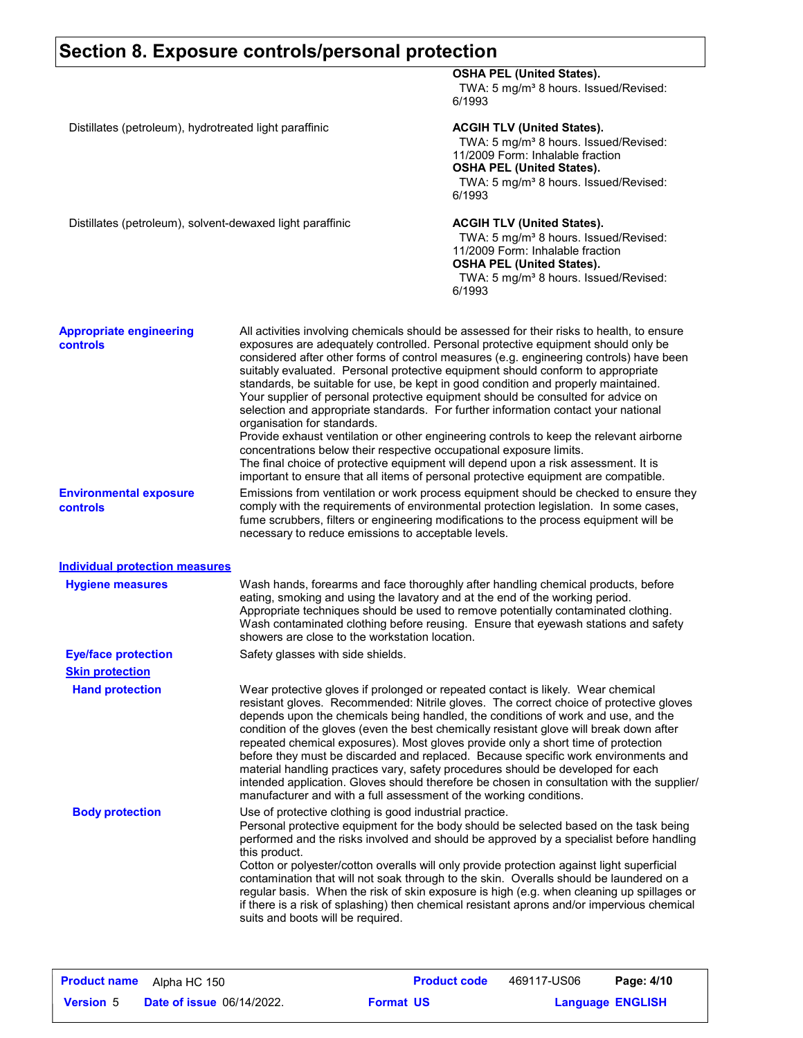# Section 8. Exposure controls/personal protection

| | |
|---|---|
| | **OSHA PEL (United States).** TWA: 5 mg/m³ 8 hours. Issued/Revised: 6/1993 |
| Distillates (petroleum), hydrotreated light paraffinic | **ACGIH TLV (United States).** TWA: 5 mg/m³ 8 hours. Issued/Revised: 11/2009 Form: Inhalable fraction **OSHA PEL (United States).** TWA: 5 mg/m³ 8 hours. Issued/Revised: 6/1993 |
| Distillates (petroleum), solvent-dewaxed light paraffinic | **ACGIH TLV (United States).** TWA: 5 mg/m³ 8 hours. Issued/Revised: 11/2009 Form: Inhalable fraction **OSHA PEL (United States).** TWA: 5 mg/m³ 8 hours. Issued/Revised: 6/1993 |

**Appropriate engineering controls**

All activities involving chemicals should be assessed for their risks to health, to ensure exposures are adequately controlled. Personal protective equipment should only be considered after other forms of control measures (e.g. engineering controls) have been suitably evaluated. Personal protective equipment should conform to appropriate standards, be suitable for use, be kept in good condition and properly maintained. Your supplier of personal protective equipment should be consulted for advice on selection and appropriate standards. For further information contact your national organisation for standards.
Provide exhaust ventilation or other engineering controls to keep the relevant airborne concentrations below their respective occupational exposure limits.
The final choice of protective equipment will depend upon a risk assessment. It is important to ensure that all items of personal protective equipment are compatible.

**Environmental exposure controls**

Emissions from ventilation or work process equipment should be checked to ensure they comply with the requirements of environmental protection legislation. In some cases, fume scrubbers, filters or engineering modifications to the process equipment will be necessary to reduce emissions to acceptable levels.

## Individual protection measures

**Hygiene measures**

Wash hands, forearms and face thoroughly after handling chemical products, before eating, smoking and using the lavatory and at the end of the working period. Appropriate techniques should be used to remove potentially contaminated clothing. Wash contaminated clothing before reusing. Ensure that eyewash stations and safety showers are close to the workstation location.

**Eye/face protection**

Safety glasses with side shields.

### Skin protection

**Hand protection**

Wear protective gloves if prolonged or repeated contact is likely. Wear chemical resistant gloves. Recommended: Nitrile gloves. The correct choice of protective gloves depends upon the chemicals being handled, the conditions of work and use, and the condition of the gloves (even the best chemically resistant glove will break down after repeated chemical exposures). Most gloves provide only a short time of protection before they must be discarded and replaced. Because specific work environments and material handling practices vary, safety procedures should be developed for each intended application. Gloves should therefore be chosen in consultation with the supplier/ manufacturer and with a full assessment of the working conditions.

**Body protection**

Use of protective clothing is good industrial practice.
Personal protective equipment for the body should be selected based on the task being performed and the risks involved and should be approved by a specialist before handling this product.
Cotton or polyester/cotton overalls will only provide protection against light superficial contamination that will not soak through to the skin. Overalls should be laundered on a regular basis. When the risk of skin exposure is high (e.g. when cleaning up spillages or if there is a risk of splashing) then chemical resistant aprons and/or impervious chemical suits and boots will be required.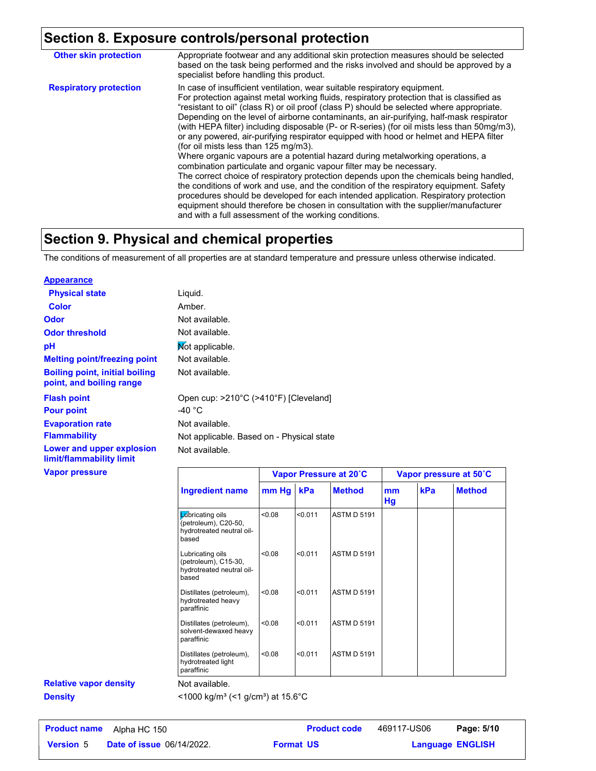## Section 8. Exposure controls/personal protection

**Other skin protection** Appropriate footwear and any additional skin protection measures should be selected based on the task being performed and the risks involved and should be approved by a specialist before handling this product.

**Respiratory protection** In case of insufficient ventilation, wear suitable respiratory equipment.
For protection against metal working fluids, respiratory protection that is classified as "resistant to oil" (class R) or oil proof (class P) should be selected where appropriate. Depending on the level of airborne contaminants, an air-purifying, half-mask respirator (with HEPA filter) including disposable (P- or R-series) (for oil mists less than 50mg/m3), or any powered, air-purifying respirator equipped with hood or helmet and HEPA filter (for oil mists less than 125 mg/m3).
Where organic vapours are a potential hazard during metalworking operations, a combination particulate and organic vapour filter may be necessary.
The correct choice of respiratory protection depends upon the chemicals being handled, the conditions of work and use, and the condition of the respiratory equipment. Safety procedures should be developed for each intended application. Respiratory protection equipment should therefore be chosen in consultation with the supplier/manufacturer and with a full assessment of the working conditions.

## Section 9. Physical and chemical properties

The conditions of measurement of all properties are at standard temperature and pressure unless otherwise indicated.

**Appearance**

**Physical state** Liquid.

**Color** Amber.

**Odor** Not available.

**Odor threshold** Not available.

**pH** Not applicable.

**Melting point/freezing point** Not available.

**Boiling point, initial boiling point, and boiling range** Not available.

**Flash point** Open cup: >210°C (>410°F) [Cleveland]

**Pour point** -40 °C

**Evaporation rate** Not available.

**Flammability** Not applicable. Based on - Physical state

**Lower and upper explosion limit/flammability limit** Not available.

**Vapor pressure**

| | Vapor Pressure at 20˚C | | | Vapor pressure at 50˚C | | |
|---|---|---|---|---|---|---|
| Ingredient name | mm Hg | kPa | Method | mm Hg | kPa | Method |
| Lubricating oils (petroleum), C20-50, hydrotreated neutral oil-based | <0.08 | <0.011 | ASTM D 5191 | | | |
| Lubricating oils (petroleum), C15-30, hydrotreated neutral oil-based | <0.08 | <0.011 | ASTM D 5191 | | | |
| Distillates (petroleum), hydrotreated heavy paraffinic | <0.08 | <0.011 | ASTM D 5191 | | | |
| Distillates (petroleum), solvent-dewaxed heavy paraffinic | <0.08 | <0.011 | ASTM D 5191 | | | |
| Distillates (petroleum), hydrotreated light paraffinic | <0.08 | <0.011 | ASTM D 5191 | | | |

**Relative vapor density** Not available.

**Density** <1000 kg/m³ (<1 g/cm³) at 15.6°C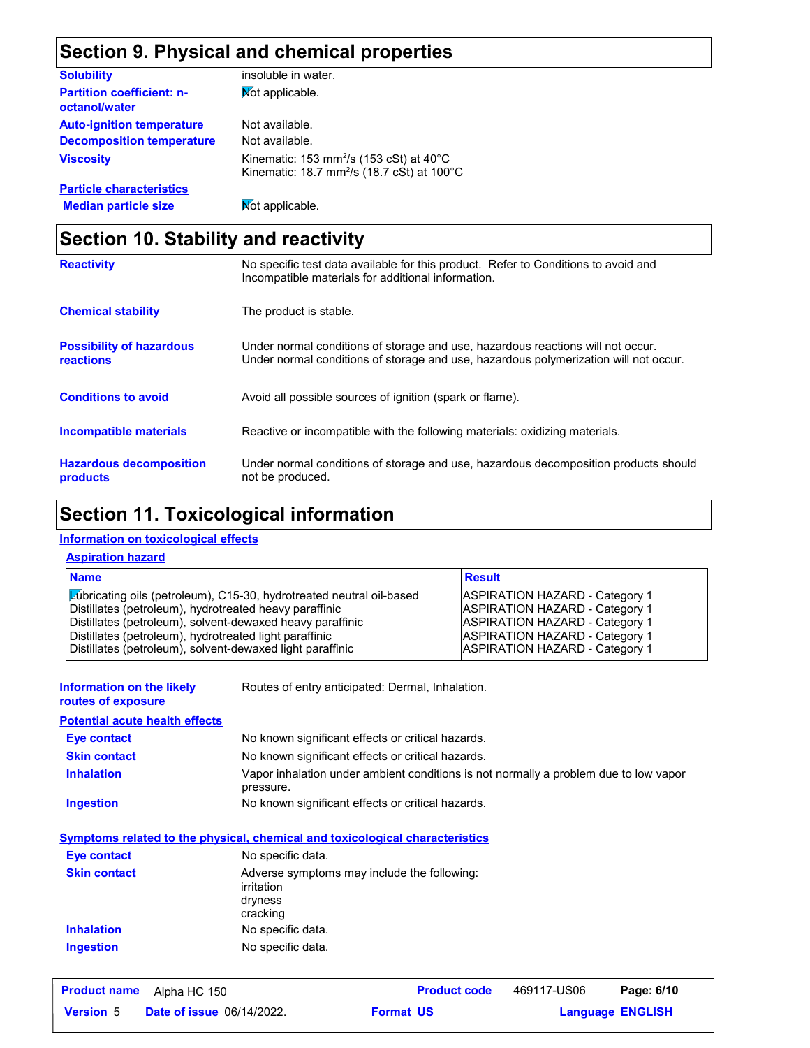## Section 9. Physical and chemical properties

| | |
|---|---|
| **Solubility** | insoluble in water. |
| **Partition coefficient: n-octanol/water** | Not applicable. |
| **Auto-ignition temperature** | Not available. |
| **Decomposition temperature** | Not available. |
| **Viscosity** | Kinematic: 153 $mm^2/s$ (153 cSt) at 40°C<br>Kinematic: 18.7 $mm^2/s$ (18.7 cSt) at 100°C |
| **Particle characteristics** | |
| **Median particle size** | Not applicable. |

## Section 10. Stability and reactivity

| | |
|---|---|
| **Reactivity** | No specific test data available for this product. Refer to Conditions to avoid and Incompatible materials for additional information. |
| **Chemical stability** | The product is stable. |
| **Possibility of hazardous reactions** | Under normal conditions of storage and use, hazardous reactions will not occur.<br>Under normal conditions of storage and use, hazardous polymerization will not occur. |
| **Conditions to avoid** | Avoid all possible sources of ignition (spark or flame). |
| **Incompatible materials** | Reactive or incompatible with the following materials: oxidizing materials. |
| **Hazardous decomposition products** | Under normal conditions of storage and use, hazardous decomposition products should not be produced. |

## Section 11. Toxicological information

**Information on toxicological effects**

**Aspiration hazard**

| Name | Result |
|---|---|
| Lubricating oils (petroleum), C15-30, hydrotreated neutral oil-based | ASPIRATION HAZARD - Category 1 |
| Distillates (petroleum), hydrotreated heavy paraffinic | ASPIRATION HAZARD - Category 1 |
| Distillates (petroleum), solvent-dewaxed heavy paraffinic | ASPIRATION HAZARD - Category 1 |
| Distillates (petroleum), hydrotreated light paraffinic | ASPIRATION HAZARD - Category 1 |
| Distillates (petroleum), solvent-dewaxed light paraffinic | ASPIRATION HAZARD - Category 1 |

| | |
|---|---|
| **Information on the likely routes of exposure** | Routes of entry anticipated: Dermal, Inhalation. |

**Potential acute health effects**

| | |
|---|---|
| **Eye contact** | No known significant effects or critical hazards. |
| **Skin contact** | No known significant effects or critical hazards. |
| **Inhalation** | Vapor inhalation under ambient conditions is not normally a problem due to low vapor pressure. |
| **Ingestion** | No known significant effects or critical hazards. |

**Symptoms related to the physical, chemical and toxicological characteristics**

| | |
|---|---|
| **Eye contact** | No specific data. |
| **Skin contact** | Adverse symptoms may include the following:<br>irritation<br>dryness<br>cracking |
| **Inhalation** | No specific data. |
| **Ingestion** | No specific data. |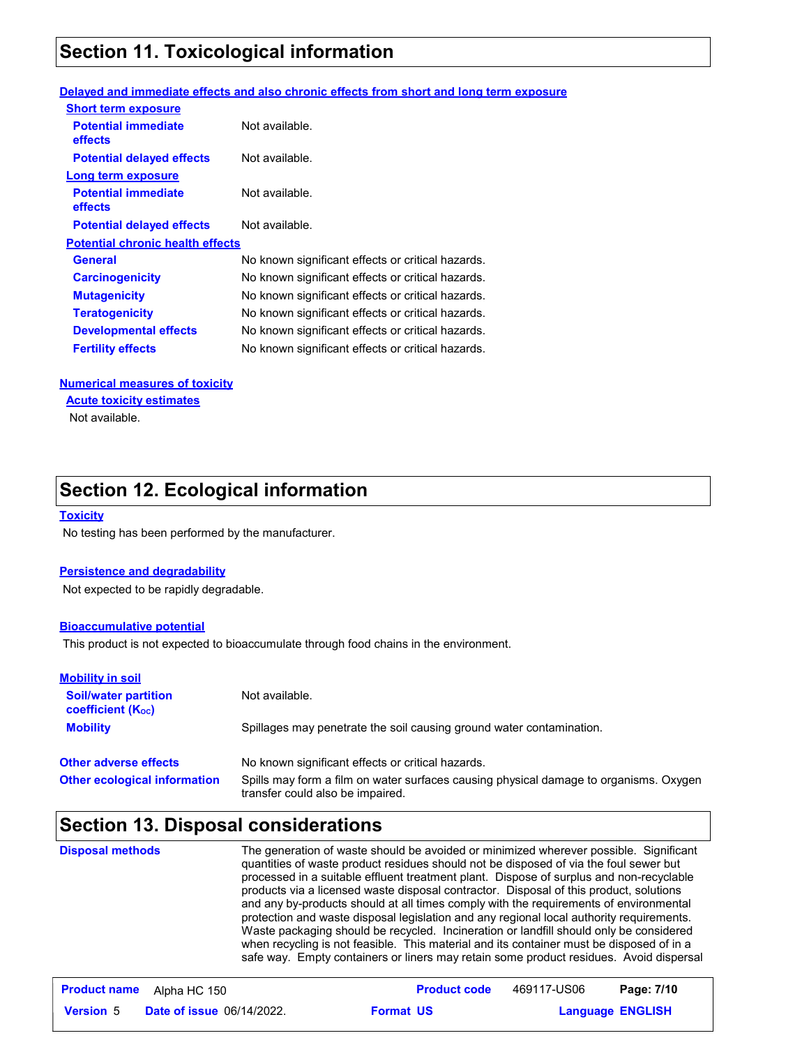## Section 11. Toxicological information

**Delayed and immediate effects and also chronic effects from short and long term exposure**

**Short term exposure**

| | |
|---|---|
| **Potential immediate effects** | Not available. |
| **Potential delayed effects** | Not available. |

**Long term exposure**

| | |
|---|---|
| **Potential immediate effects** | Not available. |
| **Potential delayed effects** | Not available. |

**Potential chronic health effects**

| | |
|---|---|
| **General** | No known significant effects or critical hazards. |
| **Carcinogenicity** | No known significant effects or critical hazards. |
| **Mutagenicity** | No known significant effects or critical hazards. |
| **Teratogenicity** | No known significant effects or critical hazards. |
| **Developmental effects** | No known significant effects or critical hazards. |
| **Fertility effects** | No known significant effects or critical hazards. |

**Numerical measures of toxicity**

**Acute toxicity estimates**

Not available.

## Section 12. Ecological information

**Toxicity**

No testing has been performed by the manufacturer.

**Persistence and degradability**

Not expected to be rapidly degradable.

**Bioaccumulative potential**

This product is not expected to bioaccumulate through food chains in the environment.

**Mobility in soil**

| | |
|---|---|
| **Soil/water partition coefficient ($K_{OC}$)** | Not available. |
| **Mobility** | Spillages may penetrate the soil causing ground water contamination. |
| **Other adverse effects** | No known significant effects or critical hazards. |
| **Other ecological information** | Spills may form a film on water surfaces causing physical damage to organisms. Oxygen transfer could also be impaired. |

## Section 13. Disposal considerations

**Disposal methods**

The generation of waste should be avoided or minimized wherever possible. Significant quantities of waste product residues should not be disposed of via the foul sewer but processed in a suitable effluent treatment plant. Dispose of surplus and non-recyclable products via a licensed waste disposal contractor. Disposal of this product, solutions and any by-products should at all times comply with the requirements of environmental protection and waste disposal legislation and any regional local authority requirements. Waste packaging should be recycled. Incineration or landfill should only be considered when recycling is not feasible. This material and its container must be disposed of in a safe way. Empty containers or liners may retain some product residues. Avoid dispersal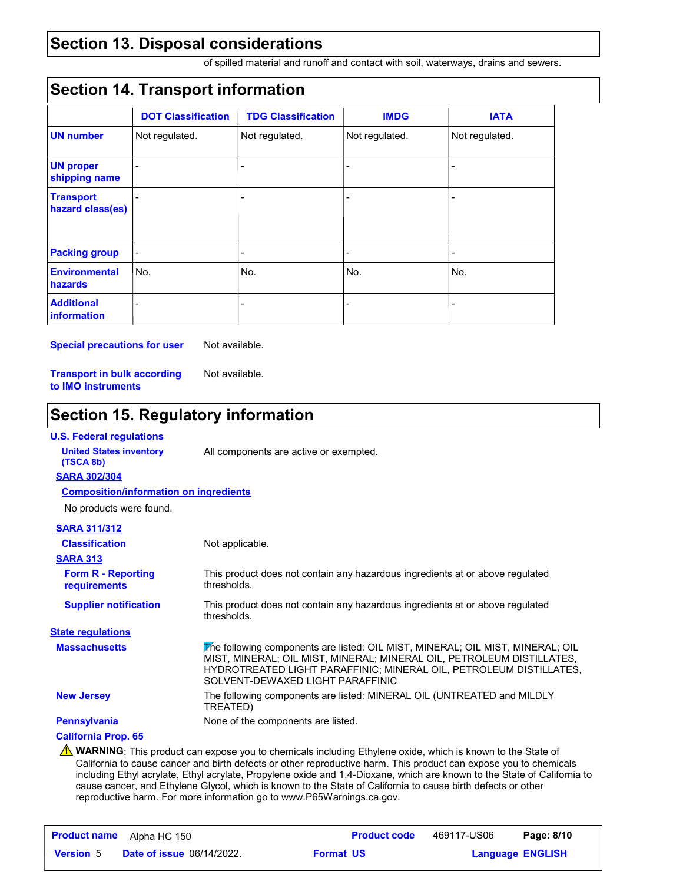## Section 13. Disposal considerations

of spilled material and runoff and contact with soil, waterways, drains and sewers.

## Section 14. Transport information

| | DOT Classification | TDG Classification | IMDG | IATA |
|---|---|---|---|---|
| **UN number** | Not regulated. | Not regulated. | Not regulated. | Not regulated. |
| **UN proper shipping name** | - | - | - | - |
| **Transport hazard class(es)** | - | - | - | - |
| **Packing group** | - | - | - | - |
| **Environmental hazards** | No. | No. | No. | No. |
| **Additional information** | - | - | - | - |

**Special precautions for user** Not available.

**Transport in bulk according to IMO instruments** Not available.

## Section 15. Regulatory information

**U.S. Federal regulations**

**United States inventory (TSCA 8b)** All components are active or exempted.

**SARA 302/304**

**Composition/information on ingredients**

No products were found.

**SARA 311/312**

**Classification** Not applicable.

**SARA 313**

**Form R - Reporting requirements** This product does not contain any hazardous ingredients at or above regulated thresholds.

**Supplier notification** This product does not contain any hazardous ingredients at or above regulated thresholds.

**State regulations**

**Massachusetts** The following components are listed: OIL MIST, MINERAL; OIL MIST, MINERAL; OIL MIST, MINERAL; OIL MIST, MINERAL; MINERAL OIL, PETROLEUM DISTILLATES, HYDROTREATED LIGHT PARAFFINIC; MINERAL OIL, PETROLEUM DISTILLATES, SOLVENT-DEWAXED LIGHT PARAFFINIC

**New Jersey** The following components are listed: MINERAL OIL (UNTREATED and MILDLY TREATED)

**Pennsylvania** None of the components are listed.

**California Prop. 65**

⚠ **WARNING**: This product can expose you to chemicals including Ethylene oxide, which is known to the State of California to cause cancer and birth defects or other reproductive harm. This product can expose you to chemicals including Ethyl acrylate, Ethyl acrylate, Propylene oxide and 1,4-Dioxane, which are known to the State of California to cause cancer, and Ethylene Glycol, which is known to the State of California to cause birth defects or other reproductive harm. For more information go to www.P65Warnings.ca.gov.

| **Product name** Alpha HC 150 | **Product code** 469117-US06 |
|---|---|
| **Version** 5 **Date of issue** 06/14/2022. **Format** US | **Language** ENGLISH |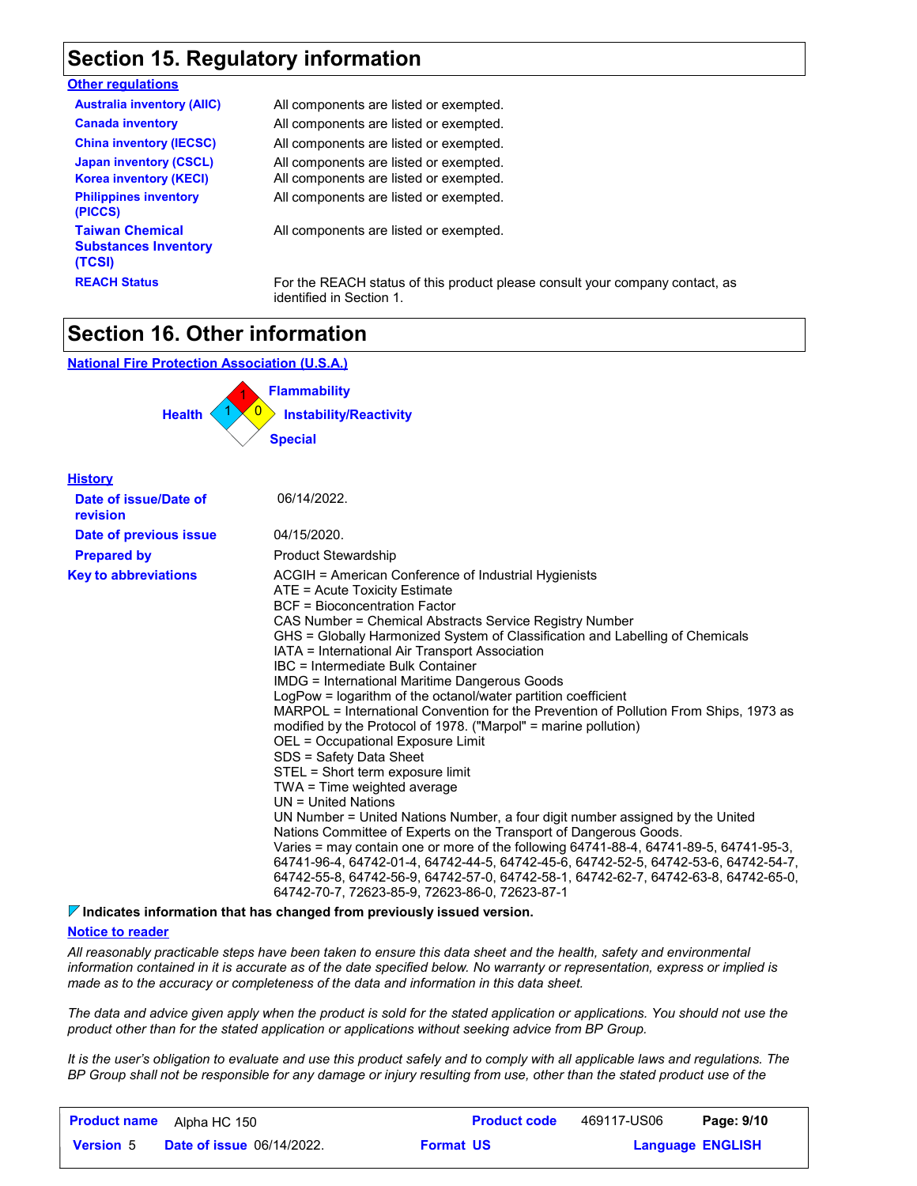## Section 15. Regulatory information

**Other regulations**

| | |
|---|---|
| **Australia inventory (AIIC)** | All components are listed or exempted. |
| **Canada inventory** | All components are listed or exempted. |
| **China inventory (IECSC)** | All components are listed or exempted. |
| **Japan inventory (CSCL)** | All components are listed or exempted. |
| **Korea inventory (KECI)** | All components are listed or exempted. |
| **Philippines inventory (PICCS)** | All components are listed or exempted. |
| **Taiwan Chemical Substances Inventory (TCSI)** | All components are listed or exempted. |
| **REACH Status** | For the REACH status of this product please consult your company contact, as identified in Section 1. |

## Section 16. Other information

**National Fire Protection Association (U.S.A.)**

Health: 1
Flammability: 1
Instability/Reactivity: 0
Special:

**History**

| | |
|---|---|
| **Date of issue/Date of revision** | 06/14/2022. |
| **Date of previous issue** | 04/15/2020. |
| **Prepared by** | Product Stewardship |

**Key to abbreviations**

ACGIH = American Conference of Industrial Hygienists
ATE = Acute Toxicity Estimate
BCF = Bioconcentration Factor
CAS Number = Chemical Abstracts Service Registry Number
GHS = Globally Harmonized System of Classification and Labelling of Chemicals
IATA = International Air Transport Association
IBC = Intermediate Bulk Container
IMDG = International Maritime Dangerous Goods
LogPow = logarithm of the octanol/water partition coefficient
MARPOL = International Convention for the Prevention of Pollution From Ships, 1973 as modified by the Protocol of 1978. ("Marpol" = marine pollution)
OEL = Occupational Exposure Limit
SDS = Safety Data Sheet
STEL = Short term exposure limit
TWA = Time weighted average
UN = United Nations
UN Number = United Nations Number, a four digit number assigned by the United Nations Committee of Experts on the Transport of Dangerous Goods.
Varies = may contain one or more of the following 64741-88-4, 64741-89-5, 64741-95-3, 64741-96-4, 64742-01-4, 64742-44-5, 64742-45-6, 64742-52-5, 64742-53-6, 64742-54-7, 64742-55-8, 64742-56-9, 64742-57-0, 64742-58-1, 64742-62-7, 64742-63-8, 64742-65-0, 64742-70-7, 72623-85-9, 72623-86-0, 72623-87-1

**Indicates information that has changed from previously issued version.**

**Notice to reader**

*All reasonably practicable steps have been taken to ensure this data sheet and the health, safety and environmental information contained in it is accurate as of the date specified below. No warranty or representation, express or implied is made as to the accuracy or completeness of the data and information in this data sheet.*

*The data and advice given apply when the product is sold for the stated application or applications. You should not use the product other than for the stated application or applications without seeking advice from BP Group.*

*It is the user's obligation to evaluate and use this product safely and to comply with all applicable laws and regulations. The BP Group shall not be responsible for any damage or injury resulting from use, other than the stated product use of the*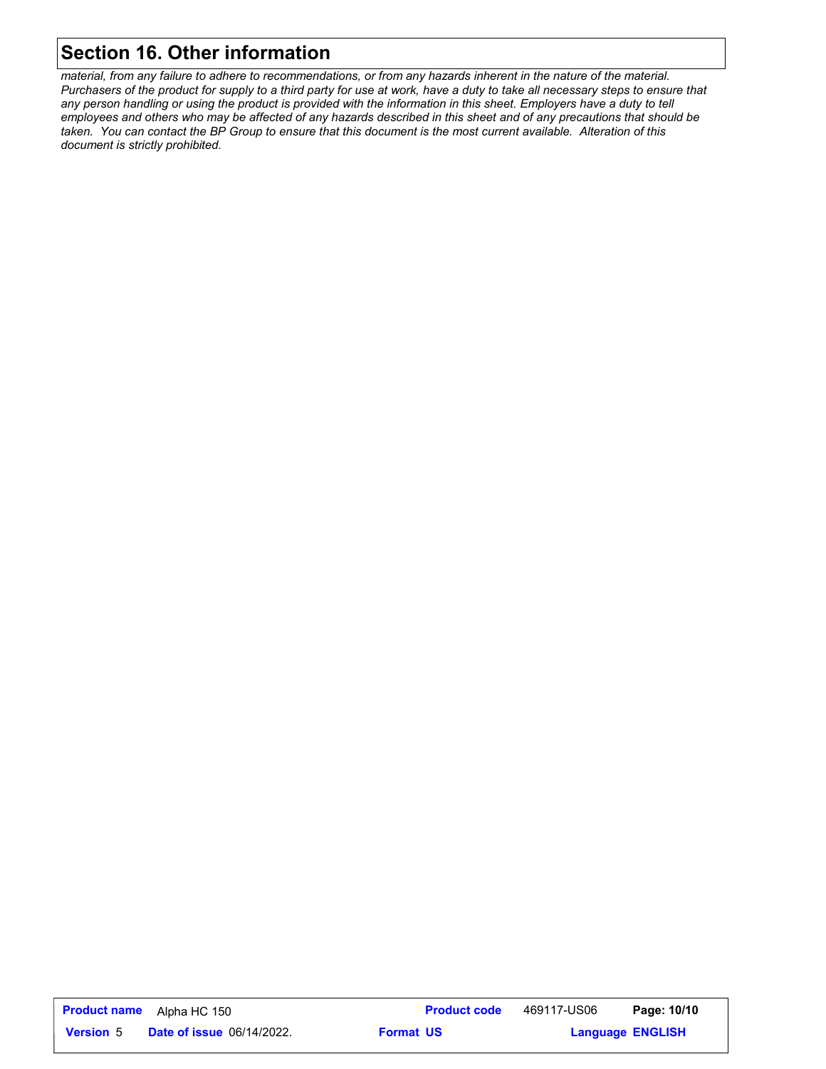## Section 16. Other information

*material, from any failure to adhere to recommendations, or from any hazards inherent in the nature of the material. Purchasers of the product for supply to a third party for use at work, have a duty to take all necessary steps to ensure that any person handling or using the product is provided with the information in this sheet. Employers have a duty to tell employees and others who may be affected of any hazards described in this sheet and of any precautions that should be taken. You can contact the BP Group to ensure that this document is the most current available. Alteration of this document is strictly prohibited.*